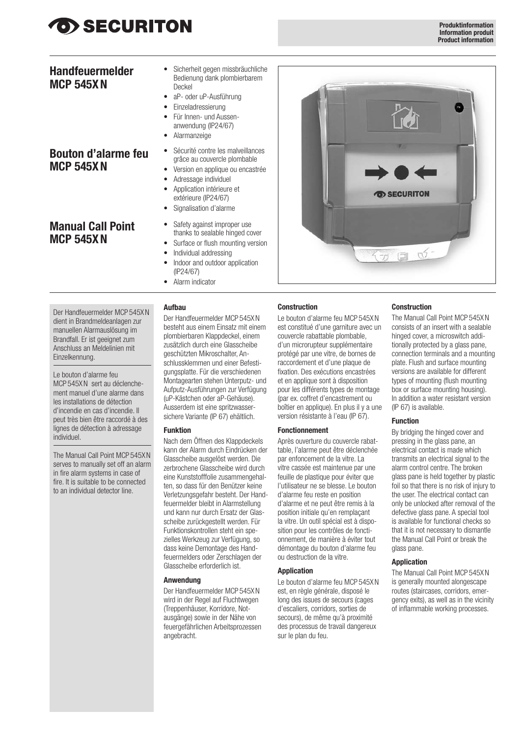SECURITON

Produktinformation
Information produit
Product information

## Handfeuermelder MCP 545X N

- Sicherheit gegen missbräuchliche Bedienung dank plombierbarem Deckel
- aP- oder uP-Ausführung
- Einzeladressierung
- Für Innen- und Aussenanwendung (IP24/67)
- Alarmanzeige

## Bouton d'alarme feu MCP 545X N

- Sécurité contre les malveillances grâce au couvercle plombable
- Version en applique ou encastrée
- Adressage individuel
- Application intérieure et extérieure (IP24/67)
- Signalisation d'alarme

## Manual Call Point MCP 545X N

- Safety against improper use thanks to sealable hinged cover
- Surface or flush mounting version
- Individual addressing
- Indoor and outdoor application (IP24/67)
- Alarm indicator

Der Handfeuermelder MCP 545X N dient in Brandmeldeanlagen zur manuellen Alarmauslösung im Brandfall. Er ist geeignet zum Anschluss an Meldelinien mit Einzelkennung.

Le bouton d'alarme feu MCP 545X N sert au déclenchement manuel d'une alarme dans les installations de détection d'incendie en cas d'incendie. Il peut très bien être raccordé à des lignes de détection à adressage individuel.

The Manual Call Point MCP 545X N serves to manually set off an alarm in fire alarm systems in case of fire. It is suitable to be connected to an individual detector line.

### Aufbau

Der Handfeuermelder MCP 545X N besteht aus einem Einsatz mit einem plombierbaren Klappdeckel, einem zusätzlich durch eine Glasscheibe geschützten Mikroschalter, Anschlussklemmen und einer Befestigungsplatte. Für die verschiedenen Montagearten stehen Unterputz- und Aufputz-Ausführungen zur Verfügung (uP-Kästchen oder aP-Gehäuse). Ausserdem ist eine spritzwassersichere Variante (IP 67) erhältlich.

### Funktion

Nach dem Öffnen des Klappdeckels kann der Alarm durch Eindrücken der Glasscheibe ausgelöst werden. Die zerbrochene Glasscheibe wird durch eine Kunststofffolie zusammengehalten, so dass für den Benützer keine Verletzungsgefahr besteht. Der Handfeuermelder bleibt in Alarmstellung und kann nur durch Ersatz der Glasscheibe zurückgestellt werden. Für Funktionskontrollen steht ein spezielles Werkzeug zur Verfügung, so dass keine Demontage des Handfeuermelders oder Zerschlagen der Glasscheibe erforderlich ist.

### Anwendung

Der Handfeuermelder MCP 545X N wird in der Regel auf Fluchtwegen (Treppenhäuser, Korridore, Notausgänge) sowie in der Nähe von feuergefährlichen Arbeitsprozessen angebracht.

### Construction

Le bouton d'alarme feu MCP 545X N est constitué d'une garniture avec un couvercle rabattable plombable, d'un microrupteur supplémentaire protégé par une vitre, de bornes de raccordement et d'une plaque de fixation. Des exécutions encastrées et en applique sont à disposition pour les différents types de montage (par ex. coffret d'encastrement ou boîtier en applique). En plus il y a une version résistante à l'eau (IP 67).

### Fonctionnement

Après ouverture du couvercle rabattable, l'alarme peut être déclenchée par enfoncement de la vitre. La vitre cassée est maintenue par une feuille de plastique pour éviter que l'utilisateur ne se blesse. Le bouton d'alarme feu reste en position d'alarme et ne peut être remis à la position initiale qu'en remplaçant la vitre. Un outil spécial est à disposition pour les contrôles de fonctionnement, de manière à éviter tout démontage du bouton d'alarme feu ou destruction de la vitre.

### Application

Le bouton d'alarme feu MCP 545X N est, en règle générale, disposé le long des issues de secours (cages d'escaliers, corridors, sorties de secours), de même qu'à proximité des processus de travail dangereux sur le plan du feu.

### Construction

The Manual Call Point MCP 545X N consists of an insert with a sealable hinged cover, a microswitch additionally protected by a glass pane, connection terminals and a mounting plate. Flush and surface mounting versions are available for different types of mounting (flush mounting box or surface mounting housing). In addition a water resistant version (IP 67) is available.

### Function

By bridging the hinged cover and pressing in the glass pane, an electrical contact is made which transmits an electrical signal to the alarm control centre. The broken glass pane is held together by plastic foil so that there is no risk of injury to the user. The electrical contact can only be unlocked after removal of the defective glass pane. A special tool is available for functional checks so that it is not necessary to dismantle the Manual Call Point or break the glass pane.

### Application

The Manual Call Point MCP 545X N is generally mounted alongescape routes (staircases, corridors, emergency exits), as well as in the vicinity of inflammable working processes.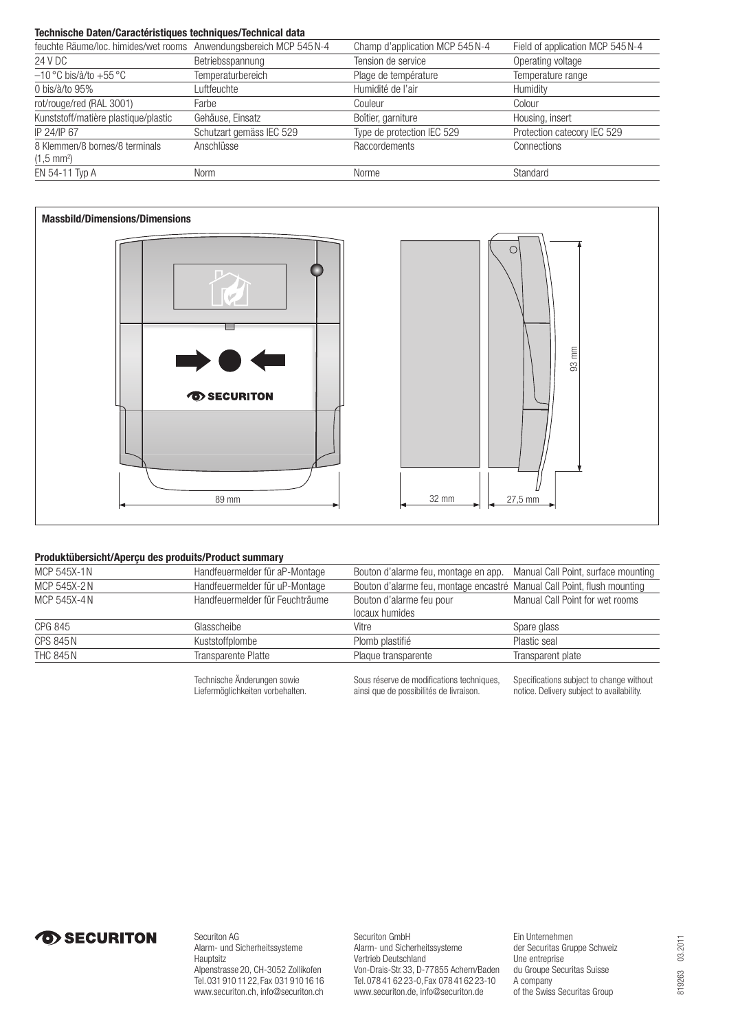**Technische Daten/Caractéristiques techniques/Technical data**

| feuchte Räume/loc. himides/wet rooms | Anwendungsbereich MCP 545 N-4 | Champ d'application MCP 545 N-4 | Field of application MCP 545 N-4 |
|---|---|---|---|
| 24 V DC | Betriebsspannung | Tension de service | Operating voltage |
| –10 °C bis/à/to +55 °C | Temperaturbereich | Plage de température | Temperature range |
| 0 bis/à/to 95% | Luftfeuchte | Humidité de l'air | Humidity |
| rot/rouge/red (RAL 3001) | Farbe | Couleur | Colour |
| Kunststoff/matière plastique/plastic | Gehäuse, Einsatz | Boîtier, garniture | Housing, insert |
| IP 24/IP 67 | Schutzart gemäss IEC 529 | Type de protection IEC 529 | Protection catecory IEC 529 |
| 8 Klemmen/8 bornes/8 terminals ($1{,}5\ mm^2$) | Anschlüsse | Raccordements | Connections |
| EN 54-11 Typ A | Norm | Norme | Standard |

**Massbild/Dimensions/Dimensions**

SECURITON

93 mm

89 mm

32 mm

27,5 mm

**Produktübersicht/Aperçu des produits/Product summary**

| | | | |
|---|---|---|---|
| MCP 545X-1 N | Handfeuermelder für aP-Montage | Bouton d'alarme feu, montage en app. | Manual Call Point, surface mounting |
| MCP 545X-2 N | Handfeuermelder für uP-Montage | Bouton d'alarme feu, montage encastré | Manual Call Point, flush mounting |
| MCP 545X-4 N | Handfeuermelder für Feuchträume | Bouton d'alarme feu pour locaux humides | Manual Call Point for wet rooms |
| CPG 845 | Glasscheibe | Vitre | Spare glass |
| CPS 845 N | Kunststoffplombe | Plomb plastifié | Plastic seal |
| THC 845 N | Transparente Platte | Plaque transparente | Transparent plate |

Technische Änderungen sowie Liefermöglichkeiten vorbehalten.

Sous réserve de modifications techniques, ainsi que de possibilités de livraison.

Specifications subject to change without notice. Delivery subject to availability.

SECURITON

Securiton AG
Alarm- und Sicherheitssysteme
Hauptsitz
Alpenstrasse 20, CH-3052 Zollikofen
Tel. 031 910 11 22, Fax 031 910 16 16
www.securiton.ch, info@securiton.ch

Securiton GmbH
Alarm- und Sicherheitssysteme
Vertrieb Deutschland
Von-Drais-Str. 33, D-77855 Achern/Baden
Tel. 078 41 62 23-0, Fax 078 41 62 23-10
www.securiton.de, info@securiton.de

Ein Unternehmen
der Securitas Gruppe Schweiz
Une entreprise
du Groupe Securitas Suisse
A company
of the Swiss Securitas Group

819263 03.2011